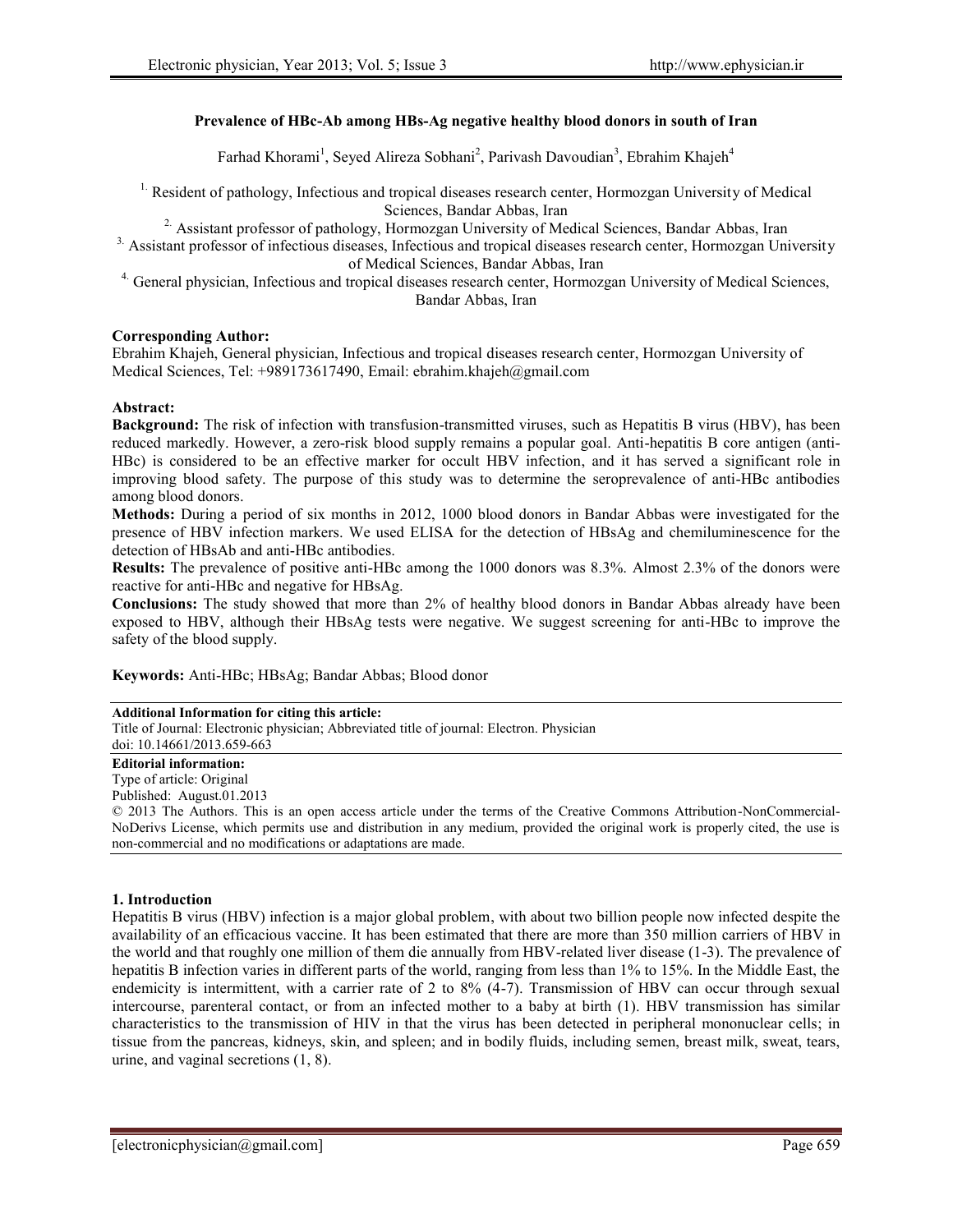# Prevalence of HBc-Ab among HBs-Ag negative healthy blood donors in south of Iran

Farhad Khorami[1], Seyed Alireza Sobhani[2], Parivash Davoudian[3], Ebrahim Khajeh[4]

[1.] Resident of pathology, Infectious and tropical diseases research center, Hormozgan University of Medical Sciences, Bandar Abbas, Iran

[2.] Assistant professor of pathology, Hormozgan University of Medical Sciences, Bandar Abbas, Iran

[3.] Assistant professor of infectious diseases, Infectious and tropical diseases research center, Hormozgan University of Medical Sciences, Bandar Abbas, Iran

[4.] General physician, Infectious and tropical diseases research center, Hormozgan University of Medical Sciences, Bandar Abbas, Iran

**Corresponding Author:**
Ebrahim Khajeh, General physician, Infectious and tropical diseases research center, Hormozgan University of Medical Sciences, Tel: +989173617490, Email: ebrahim.khajeh@gmail.com

**Abstract:**

**Background:** The risk of infection with transfusion-transmitted viruses, such as Hepatitis B virus (HBV), has been reduced markedly. However, a zero-risk blood supply remains a popular goal. Anti-hepatitis B core antigen (anti-HBc) is considered to be an effective marker for occult HBV infection, and it has served a significant role in improving blood safety. The purpose of this study was to determine the seroprevalence of anti-HBc antibodies among blood donors.

**Methods:** During a period of six months in 2012, 1000 blood donors in Bandar Abbas were investigated for the presence of HBV infection markers. We used ELISA for the detection of HBsAg and chemiluminescence for the detection of HBsAb and anti-HBc antibodies.

**Results:** The prevalence of positive anti-HBc among the 1000 donors was 8.3%. Almost 2.3% of the donors were reactive for anti-HBc and negative for HBsAg.

**Conclusions:** The study showed that more than 2% of healthy blood donors in Bandar Abbas already have been exposed to HBV, although their HBsAg tests were negative. We suggest screening for anti-HBc to improve the safety of the blood supply.

**Keywords:** Anti-HBc; HBsAg; Bandar Abbas; Blood donor

**Additional Information for citing this article:**
Title of Journal: Electronic physician; Abbreviated title of journal: Electron. Physician
doi: 10.14661/2013.659-663

**Editorial information:**
Type of article: Original
Published: August.01.2013
© 2013 The Authors. This is an open access article under the terms of the Creative Commons Attribution-NonCommercial-NoDerivs License, which permits use and distribution in any medium, provided the original work is properly cited, the use is non-commercial and no modifications or adaptations are made.

## 1. Introduction

Hepatitis B virus (HBV) infection is a major global problem, with about two billion people now infected despite the availability of an efficacious vaccine. It has been estimated that there are more than 350 million carriers of HBV in the world and that roughly one million of them die annually from HBV-related liver disease (1-3). The prevalence of hepatitis B infection varies in different parts of the world, ranging from less than 1% to 15%. In the Middle East, the endemicity is intermittent, with a carrier rate of 2 to 8% (4-7). Transmission of HBV can occur through sexual intercourse, parenteral contact, or from an infected mother to a baby at birth (1). HBV transmission has similar characteristics to the transmission of HIV in that the virus has been detected in peripheral mononuclear cells; in tissue from the pancreas, kidneys, skin, and spleen; and in bodily fluids, including semen, breast milk, sweat, tears, urine, and vaginal secretions (1, 8).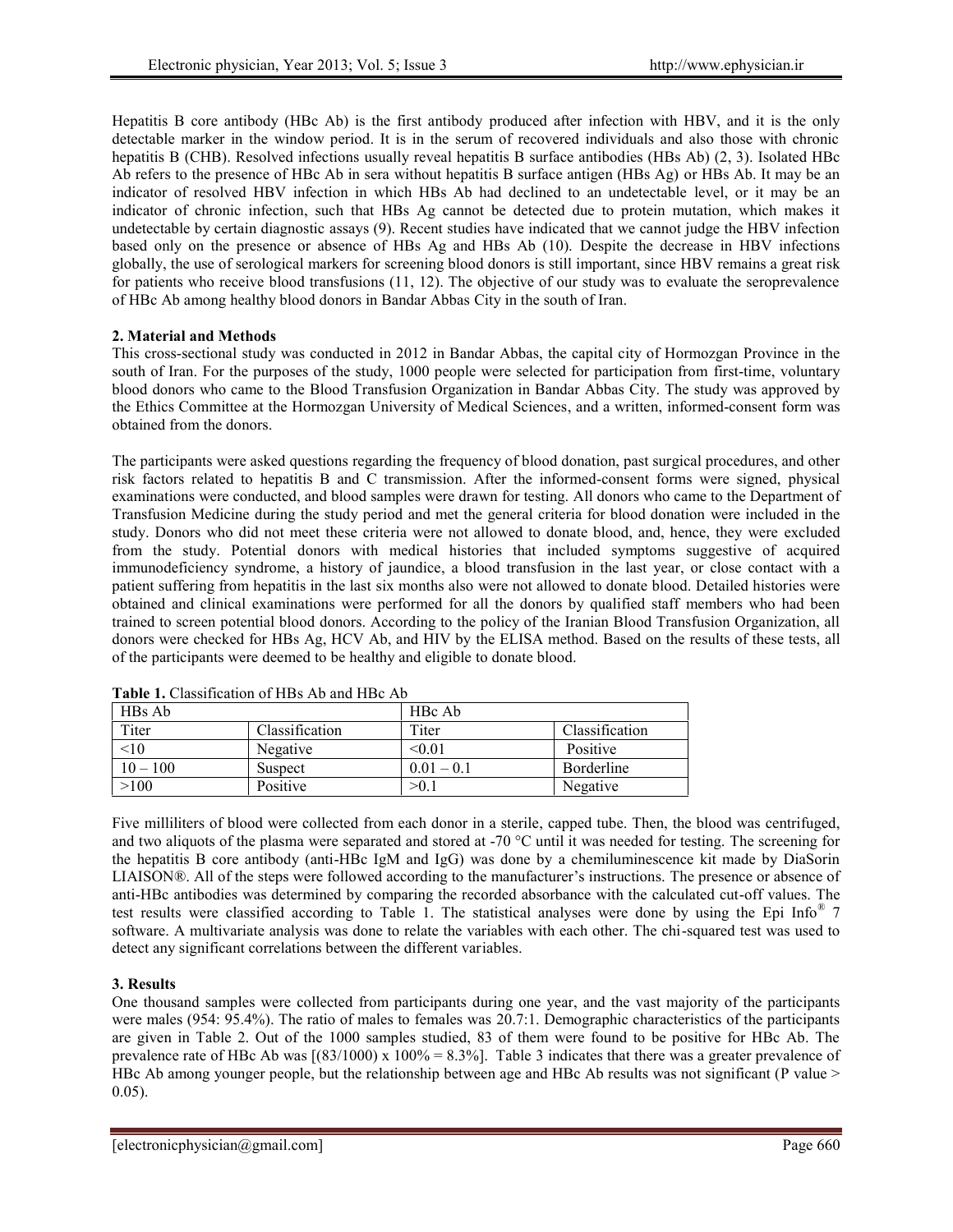Hepatitis B core antibody (HBc Ab) is the first antibody produced after infection with HBV, and it is the only detectable marker in the window period. It is in the serum of recovered individuals and also those with chronic hepatitis B (CHB). Resolved infections usually reveal hepatitis B surface antibodies (HBs Ab) (2, 3). Isolated HBc Ab refers to the presence of HBc Ab in sera without hepatitis B surface antigen (HBs Ag) or HBs Ab. It may be an indicator of resolved HBV infection in which HBs Ab had declined to an undetectable level, or it may be an indicator of chronic infection, such that HBs Ag cannot be detected due to protein mutation, which makes it undetectable by certain diagnostic assays (9). Recent studies have indicated that we cannot judge the HBV infection based only on the presence or absence of HBs Ag and HBs Ab (10). Despite the decrease in HBV infections globally, the use of serological markers for screening blood donors is still important, since HBV remains a great risk for patients who receive blood transfusions (11, 12). The objective of our study was to evaluate the seroprevalence of HBc Ab among healthy blood donors in Bandar Abbas City in the south of Iran.

## 2. Material and Methods

This cross-sectional study was conducted in 2012 in Bandar Abbas, the capital city of Hormozgan Province in the south of Iran. For the purposes of the study, 1000 people were selected for participation from first-time, voluntary blood donors who came to the Blood Transfusion Organization in Bandar Abbas City. The study was approved by the Ethics Committee at the Hormozgan University of Medical Sciences, and a written, informed-consent form was obtained from the donors.

The participants were asked questions regarding the frequency of blood donation, past surgical procedures, and other risk factors related to hepatitis B and C transmission. After the informed-consent forms were signed, physical examinations were conducted, and blood samples were drawn for testing. All donors who came to the Department of Transfusion Medicine during the study period and met the general criteria for blood donation were included in the study. Donors who did not meet these criteria were not allowed to donate blood, and, hence, they were excluded from the study. Potential donors with medical histories that included symptoms suggestive of acquired immunodeficiency syndrome, a history of jaundice, a blood transfusion in the last year, or close contact with a patient suffering from hepatitis in the last six months also were not allowed to donate blood. Detailed histories were obtained and clinical examinations were performed for all the donors by qualified staff members who had been trained to screen potential blood donors. According to the policy of the Iranian Blood Transfusion Organization, all donors were checked for HBs Ag, HCV Ab, and HIV by the ELISA method. Based on the results of these tests, all of the participants were deemed to be healthy and eligible to donate blood.

**Table 1.** Classification of HBs Ab and HBc Ab

| HBs Ab | | HBc Ab | |
|---|---|---|---|
| Titer | Classification | Titer | Classification |
| <10 | Negative | <0.01 | Positive |
| 10 – 100 | Suspect | 0.01 – 0.1 | Borderline |
| >100 | Positive | >0.1 | Negative |

Five milliliters of blood were collected from each donor in a sterile, capped tube. Then, the blood was centrifuged, and two aliquots of the plasma were separated and stored at -70 °C until it was needed for testing. The screening for the hepatitis B core antibody (anti-HBc IgM and IgG) was done by a chemiluminescence kit made by DiaSorin LIAISON®. All of the steps were followed according to the manufacturer's instructions. The presence or absence of anti-HBc antibodies was determined by comparing the recorded absorbance with the calculated cut-off values. The test results were classified according to Table 1. The statistical analyses were done by using the Epi Info® 7 software. A multivariate analysis was done to relate the variables with each other. The chi-squared test was used to detect any significant correlations between the different variables.

## 3. Results

One thousand samples were collected from participants during one year, and the vast majority of the participants were males (954: 95.4%). The ratio of males to females was 20.7:1. Demographic characteristics of the participants are given in Table 2. Out of the 1000 samples studied, 83 of them were found to be positive for HBc Ab. The prevalence rate of HBc Ab was $[(83/1000) \times 100\% = 8.3\%]$. Table 3 indicates that there was a greater prevalence of HBc Ab among younger people, but the relationship between age and HBc Ab results was not significant (P value > 0.05).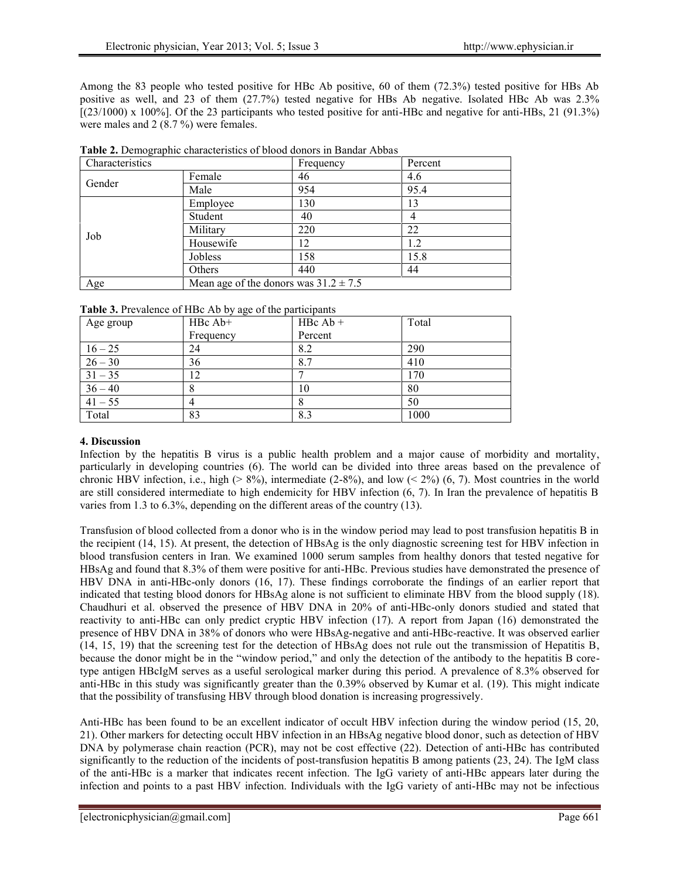Among the 83 people who tested positive for HBc Ab positive, 60 of them (72.3%) tested positive for HBs Ab positive as well, and 23 of them (27.7%) tested negative for HBs Ab negative. Isolated HBc Ab was 2.3% [(23/1000) x 100%]. Of the 23 participants who tested positive for anti-HBc and negative for anti-HBs, 21 (91.3%) were males and 2 (8.7 %) were females.

**Table 2.** Demographic characteristics of blood donors in Bandar Abbas

| Characteristics | | Frequency | Percent |
|---|---|---|---|
| Gender | Female | 46 | 4.6 |
| | Male | 954 | 95.4 |
| Job | Employee | 130 | 13 |
| | Student | 40 | 4 |
| | Military | 220 | 22 |
| | Housewife | 12 | 1.2 |
| | Jobless | 158 | 15.8 |
| | Others | 440 | 44 |
| Age | Mean age of the donors was 31.2 ± 7.5 | | |

**Table 3.** Prevalence of HBc Ab by age of the participants

| Age group | HBc Ab+ Frequency | HBc Ab + Percent | Total |
|---|---|---|---|
| 16 – 25 | 24 | 8.2 | 290 |
| 26 – 30 | 36 | 8.7 | 410 |
| 31 – 35 | 12 | 7 | 170 |
| 36 – 40 | 8 | 10 | 80 |
| 41 – 55 | 4 | 8 | 50 |
| Total | 83 | 8.3 | 1000 |

### 4. Discussion

Infection by the hepatitis B virus is a public health problem and a major cause of morbidity and mortality, particularly in developing countries (6). The world can be divided into three areas based on the prevalence of chronic HBV infection, i.e., high (> 8%), intermediate (2-8%), and low (< 2%) (6, 7). Most countries in the world are still considered intermediate to high endemicity for HBV infection (6, 7). In Iran the prevalence of hepatitis B varies from 1.3 to 6.3%, depending on the different areas of the country (13).

Transfusion of blood collected from a donor who is in the window period may lead to post transfusion hepatitis B in the recipient (14, 15). At present, the detection of HBsAg is the only diagnostic screening test for HBV infection in blood transfusion centers in Iran. We examined 1000 serum samples from healthy donors that tested negative for HBsAg and found that 8.3% of them were positive for anti-HBc. Previous studies have demonstrated the presence of HBV DNA in anti-HBc-only donors (16, 17). These findings corroborate the findings of an earlier report that indicated that testing blood donors for HBsAg alone is not sufficient to eliminate HBV from the blood supply (18). Chaudhuri et al. observed the presence of HBV DNA in 20% of anti-HBc-only donors studied and stated that reactivity to anti-HBc can only predict cryptic HBV infection (17). A report from Japan (16) demonstrated the presence of HBV DNA in 38% of donors who were HBsAg-negative and anti-HBc-reactive. It was observed earlier (14, 15, 19) that the screening test for the detection of HBsAg does not rule out the transmission of Hepatitis B, because the donor might be in the "window period," and only the detection of the antibody to the hepatitis B core-type antigen HBcIgM serves as a useful serological marker during this period. A prevalence of 8.3% observed for anti-HBc in this study was significantly greater than the 0.39% observed by Kumar et al. (19). This might indicate that the possibility of transfusing HBV through blood donation is increasing progressively.

Anti-HBc has been found to be an excellent indicator of occult HBV infection during the window period (15, 20, 21). Other markers for detecting occult HBV infection in an HBsAg negative blood donor, such as detection of HBV DNA by polymerase chain reaction (PCR), may not be cost effective (22). Detection of anti-HBc has contributed significantly to the reduction of the incidents of post-transfusion hepatitis B among patients (23, 24). The IgM class of the anti-HBc is a marker that indicates recent infection. The IgG variety of anti-HBc appears later during the infection and points to a past HBV infection. Individuals with the IgG variety of anti-HBc may not be infectious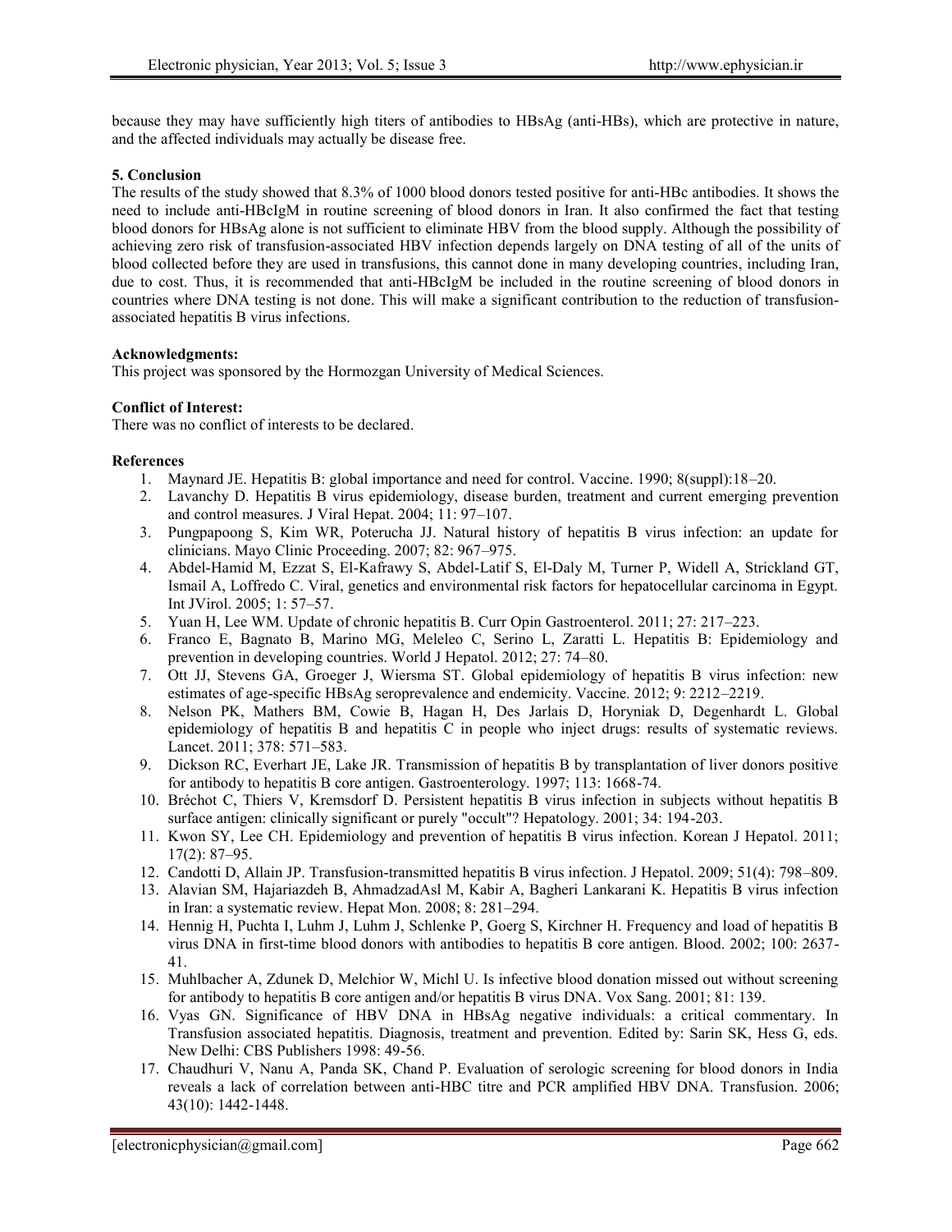because they may have sufficiently high titers of antibodies to HBsAg (anti-HBs), which are protective in nature, and the affected individuals may actually be disease free.

**5. Conclusion**

The results of the study showed that 8.3% of 1000 blood donors tested positive for anti-HBc antibodies. It shows the need to include anti-HBcIgM in routine screening of blood donors in Iran. It also confirmed the fact that testing blood donors for HBsAg alone is not sufficient to eliminate HBV from the blood supply. Although the possibility of achieving zero risk of transfusion-associated HBV infection depends largely on DNA testing of all of the units of blood collected before they are used in transfusions, this cannot done in many developing countries, including Iran, due to cost. Thus, it is recommended that anti-HBcIgM be included in the routine screening of blood donors in countries where DNA testing is not done. This will make a significant contribution to the reduction of transfusion-associated hepatitis B virus infections.

**Acknowledgments:**

This project was sponsored by the Hormozgan University of Medical Sciences.

**Conflict of Interest:**

There was no conflict of interests to be declared.

**References**

1. Maynard JE. Hepatitis B: global importance and need for control. Vaccine. 1990; 8(suppl):18–20.
2. Lavanchy D. Hepatitis B virus epidemiology, disease burden, treatment and current emerging prevention and control measures. J Viral Hepat. 2004; 11: 97–107.
3. Pungpapoong S, Kim WR, Poterucha JJ. Natural history of hepatitis B virus infection: an update for clinicians. Mayo Clinic Proceeding. 2007; 82: 967–975.
4. Abdel-Hamid M, Ezzat S, El-Kafrawy S, Abdel-Latif S, El-Daly M, Turner P, Widell A, Strickland GT, Ismail A, Loffredo C. Viral, genetics and environmental risk factors for hepatocellular carcinoma in Egypt. Int JVirol. 2005; 1: 57–57.
5. Yuan H, Lee WM. Update of chronic hepatitis B. Curr Opin Gastroenterol. 2011; 27: 217–223.
6. Franco E, Bagnato B, Marino MG, Meleleo C, Serino L, Zaratti L. Hepatitis B: Epidemiology and prevention in developing countries. World J Hepatol. 2012; 27: 74–80.
7. Ott JJ, Stevens GA, Groeger J, Wiersma ST. Global epidemiology of hepatitis B virus infection: new estimates of age-specific HBsAg seroprevalence and endemicity. Vaccine. 2012; 9: 2212–2219.
8. Nelson PK, Mathers BM, Cowie B, Hagan H, Des Jarlais D, Horyniak D, Degenhardt L. Global epidemiology of hepatitis B and hepatitis C in people who inject drugs: results of systematic reviews. Lancet. 2011; 378: 571–583.
9. Dickson RC, Everhart JE, Lake JR. Transmission of hepatitis B by transplantation of liver donors positive for antibody to hepatitis B core antigen. Gastroenterology. 1997; 113: 1668-74.
10. Bréchot C, Thiers V, Kremsdorf D. Persistent hepatitis B virus infection in subjects without hepatitis B surface antigen: clinically significant or purely "occult"? Hepatology. 2001; 34: 194-203.
11. Kwon SY, Lee CH. Epidemiology and prevention of hepatitis B virus infection. Korean J Hepatol. 2011; 17(2): 87–95.
12. Candotti D, Allain JP. Transfusion-transmitted hepatitis B virus infection. J Hepatol. 2009; 51(4): 798–809.
13. Alavian SM, Hajariazdeh B, AhmadzadAsl M, Kabir A, Bagheri Lankarani K. Hepatitis B virus infection in Iran: a systematic review. Hepat Mon. 2008; 8: 281–294.
14. Hennig H, Puchta I, Luhm J, Luhm J, Schlenke P, Goerg S, Kirchner H. Frequency and load of hepatitis B virus DNA in first-time blood donors with antibodies to hepatitis B core antigen. Blood. 2002; 100: 2637-41.
15. Muhlbacher A, Zdunek D, Melchior W, Michl U. Is infective blood donation missed out without screening for antibody to hepatitis B core antigen and/or hepatitis B virus DNA. Vox Sang. 2001; 81: 139.
16. Vyas GN. Significance of HBV DNA in HBsAg negative individuals: a critical commentary. In Transfusion associated hepatitis. Diagnosis, treatment and prevention. Edited by: Sarin SK, Hess G, eds. New Delhi: CBS Publishers 1998: 49-56.
17. Chaudhuri V, Nanu A, Panda SK, Chand P. Evaluation of serologic screening for blood donors in India reveals a lack of correlation between anti-HBC titre and PCR amplified HBV DNA. Transfusion. 2006; 43(10): 1442-1448.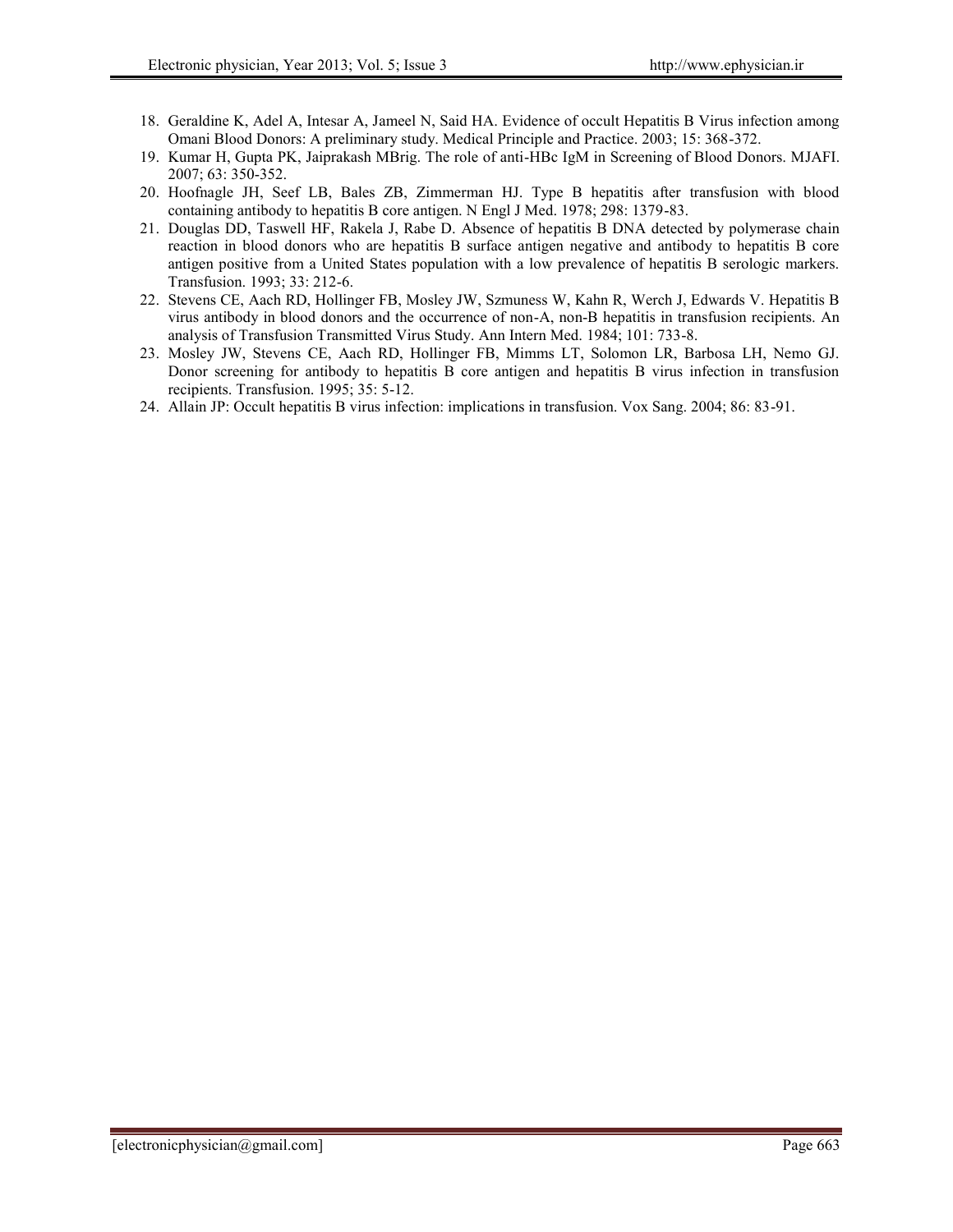18. Geraldine K, Adel A, Intesar A, Jameel N, Said HA. Evidence of occult Hepatitis B Virus infection among Omani Blood Donors: A preliminary study. Medical Principle and Practice. 2003; 15: 368-372.
19. Kumar H, Gupta PK, Jaiprakash MBrig. The role of anti-HBc IgM in Screening of Blood Donors. MJAFI. 2007; 63: 350-352.
20. Hoofnagle JH, Seef LB, Bales ZB, Zimmerman HJ. Type B hepatitis after transfusion with blood containing antibody to hepatitis B core antigen. N Engl J Med. 1978; 298: 1379-83.
21. Douglas DD, Taswell HF, Rakela J, Rabe D. Absence of hepatitis B DNA detected by polymerase chain reaction in blood donors who are hepatitis B surface antigen negative and antibody to hepatitis B core antigen positive from a United States population with a low prevalence of hepatitis B serologic markers. Transfusion. 1993; 33: 212-6.
22. Stevens CE, Aach RD, Hollinger FB, Mosley JW, Szmuness W, Kahn R, Werch J, Edwards V. Hepatitis B virus antibody in blood donors and the occurrence of non-A, non-B hepatitis in transfusion recipients. An analysis of Transfusion Transmitted Virus Study. Ann Intern Med. 1984; 101: 733-8.
23. Mosley JW, Stevens CE, Aach RD, Hollinger FB, Mimms LT, Solomon LR, Barbosa LH, Nemo GJ. Donor screening for antibody to hepatitis B core antigen and hepatitis B virus infection in transfusion recipients. Transfusion. 1995; 35: 5-12.
24. Allain JP: Occult hepatitis B virus infection: implications in transfusion. Vox Sang. 2004; 86: 83-91.